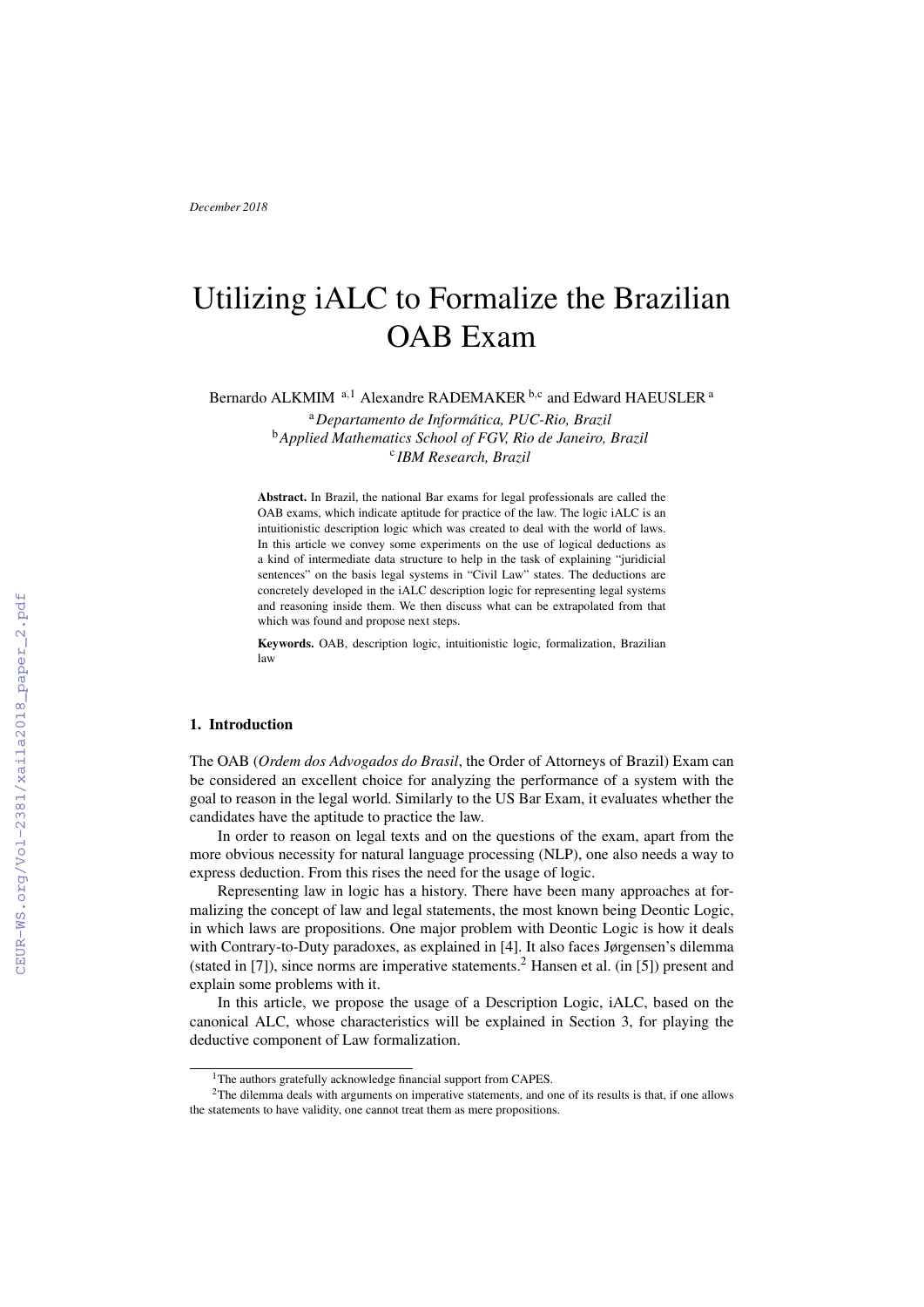December 2018

# Utilizing iALC to Formalize the Brazilian OAB Exam

Bernardo ALKMIM [a,1] Alexandre RADEMAKER [b,c] and Edward HAEUSLER [a]

[a] *Departamento de Informática, PUC-Rio, Brazil*
[b] *Applied Mathematics School of FGV, Rio de Janeiro, Brazil*
[c] *IBM Research, Brazil*

**Abstract.** In Brazil, the national Bar exams for legal professionals are called the OAB exams, which indicate aptitude for practice of the law. The logic iALC is an intuitionistic description logic which was created to deal with the world of laws. In this article we convey some experiments on the use of logical deductions as a kind of intermediate data structure to help in the task of explaining "juridicial sentences" on the basis legal systems in "Civil Law" states. The deductions are concretely developed in the iALC description logic for representing legal systems and reasoning inside them. We then discuss what can be extrapolated from that which was found and propose next steps.

**Keywords.** OAB, description logic, intuitionistic logic, formalization, Brazilian law

## 1. Introduction

The OAB (*Ordem dos Advogados do Brasil*, the Order of Attorneys of Brazil) Exam can be considered an excellent choice for analyzing the performance of a system with the goal to reason in the legal world. Similarly to the US Bar Exam, it evaluates whether the candidates have the aptitude to practice the law.

In order to reason on legal texts and on the questions of the exam, apart from the more obvious necessity for natural language processing (NLP), one also needs a way to express deduction. From this rises the need for the usage of logic.

Representing law in logic has a history. There have been many approaches at formalizing the concept of law and legal statements, the most known being Deontic Logic, in which laws are propositions. One major problem with Deontic Logic is how it deals with Contrary-to-Duty paradoxes, as explained in [4]. It also faces Jørgensen's dilemma (stated in [7]), since norms are imperative statements.[2] Hansen et al. (in [5]) present and explain some problems with it.

In this article, we propose the usage of a Description Logic, iALC, based on the canonical ALC, whose characteristics will be explained in Section 3, for playing the deductive component of Law formalization.

[1] The authors gratefully acknowledge financial support from CAPES.

[2] The dilemma deals with arguments on imperative statements, and one of its results is that, if one allows the statements to have validity, one cannot treat them as mere propositions.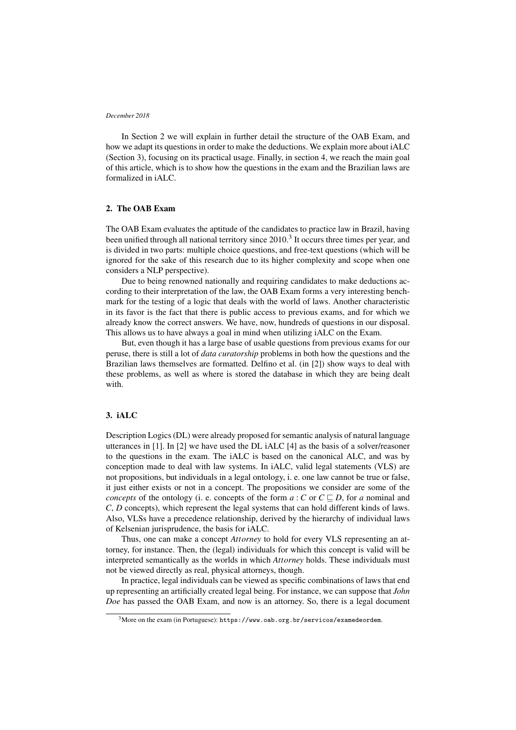In Section 2 we will explain in further detail the structure of the OAB Exam, and how we adapt its questions in order to make the deductions. We explain more about iALC (Section 3), focusing on its practical usage. Finally, in section 4, we reach the main goal of this article, which is to show how the questions in the exam and the Brazilian laws are formalized in iALC.

## 2. The OAB Exam

The OAB Exam evaluates the aptitude of the candidates to practice law in Brazil, having been unified through all national territory since 2010.[3] It occurs three times per year, and is divided in two parts: multiple choice questions, and free-text questions (which will be ignored for the sake of this research due to its higher complexity and scope when one considers a NLP perspective).

Due to being renowned nationally and requiring candidates to make deductions according to their interpretation of the law, the OAB Exam forms a very interesting benchmark for the testing of a logic that deals with the world of laws. Another characteristic in its favor is the fact that there is public access to previous exams, and for which we already know the correct answers. We have, now, hundreds of questions in our disposal. This allows us to have always a goal in mind when utilizing iALC on the Exam.

But, even though it has a large base of usable questions from previous exams for our peruse, there is still a lot of *data curatorship* problems in both how the questions and the Brazilian laws themselves are formatted. Delfino et al. (in [2]) show ways to deal with these problems, as well as where is stored the database in which they are being dealt with.

## 3. iALC

Description Logics (DL) were already proposed for semantic analysis of natural language utterances in [1]. In [2] we have used the DL iALC [4] as the basis of a solver/reasoner to the questions in the exam. The iALC is based on the canonical ALC, and was by conception made to deal with law systems. In iALC, valid legal statements (VLS) are not propositions, but individuals in a legal ontology, i. e. one law cannot be true or false, it just either exists or not in a concept. The propositions we consider are some of the *concepts* of the ontology (i. e. concepts of the form $a : C$ or $C \sqsubseteq D$, for $a$ nominal and $C$, $D$ concepts), which represent the legal systems that can hold different kinds of laws. Also, VLSs have a precedence relationship, derived by the hierarchy of individual laws of Kelsenian jurisprudence, the basis for iALC.

Thus, one can make a concept *Attorney* to hold for every VLS representing an attorney, for instance. Then, the (legal) individuals for which this concept is valid will be interpreted semantically as the worlds in which *Attorney* holds. These individuals must not be viewed directly as real, physical attorneys, though.

In practice, legal individuals can be viewed as specific combinations of laws that end up representing an artificially created legal being. For instance, we can suppose that *John Doe* has passed the OAB Exam, and now is an attorney. So, there is a legal document

[3] More on the exam (in Portuguese): https://www.oab.org.br/servicos/examedeordem.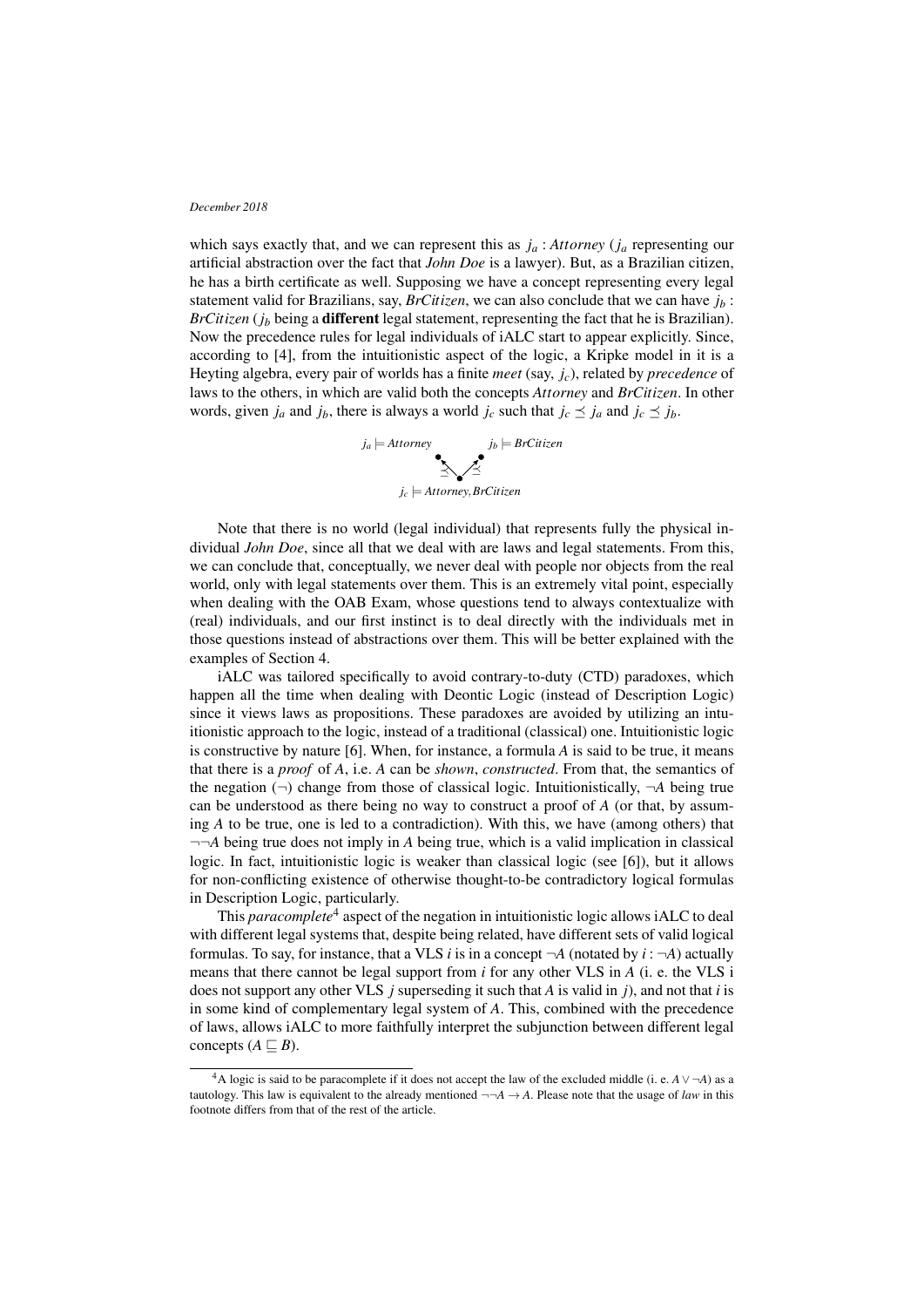which says exactly that, and we can represent this as $j_a : Attorney$ ($j_a$ representing our artificial abstraction over the fact that *John Doe* is a lawyer). But, as a Brazilian citizen, he has a birth certificate as well. Supposing we have a concept representing every legal statement valid for Brazilians, say, *BrCitizen*, we can also conclude that we can have $j_b : BrCitizen$ ($j_b$ being a **different** legal statement, representing the fact that he is Brazilian). Now the precedence rules for legal individuals of iALC start to appear explicitly. Since, according to [4], from the intuitionistic aspect of the logic, a Kripke model in it is a Heyting algebra, every pair of worlds has a finite *meet* (say, $j_c$), related by *precedence* of laws to the others, in which are valid both the concepts *Attorney* and *BrCitizen*. In other words, given $j_a$ and $j_b$, there is always a world $j_c$ such that $j_c \preceq j_a$ and $j_c \preceq j_b$.

$$j_a \models Attorney \qquad\qquad j_b \models BrCitizen$$

$$j_c \models Attorney, BrCitizen$$

Note that there is no world (legal individual) that represents fully the physical individual *John Doe*, since all that we deal with are laws and legal statements. From this, we can conclude that, conceptually, we never deal with people nor objects from the real world, only with legal statements over them. This is an extremely vital point, especially when dealing with the OAB Exam, whose questions tend to always contextualize with (real) individuals, and our first instinct is to deal directly with the individuals met in those questions instead of abstractions over them. This will be better explained with the examples of Section 4.

iALC was tailored specifically to avoid contrary-to-duty (CTD) paradoxes, which happen all the time when dealing with Deontic Logic (instead of Description Logic) since it views laws as propositions. These paradoxes are avoided by utilizing an intuitionistic approach to the logic, instead of a traditional (classical) one. Intuitionistic logic is constructive by nature [6]. When, for instance, a formula $A$ is said to be true, it means that there is a *proof* of $A$, i.e. $A$ can be *shown*, *constructed*. From that, the semantics of the negation ($\neg$) change from those of classical logic. Intuitionistically, $\neg A$ being true can be understood as there being no way to construct a proof of $A$ (or that, by assuming $A$ to be true, one is led to a contradiction). With this, we have (among others) that $\neg\neg A$ being true does not imply in $A$ being true, which is a valid implication in classical logic. In fact, intuitionistic logic is weaker than classical logic (see [6]), but it allows for non-conflicting existence of otherwise thought-to-be contradictory logical formulas in Description Logic, particularly.

This *paracomplete*[4] aspect of the negation in intuitionistic logic allows iALC to deal with different legal systems that, despite being related, have different sets of valid logical formulas. To say, for instance, that a VLS $i$ is in a concept $\neg A$ (notated by $i : \neg A$) actually means that there cannot be legal support from $i$ for any other VLS in $A$ (i. e. the VLS i does not support any other VLS $j$ superseding it such that $A$ is valid in $j$), and not that $i$ is in some kind of complementary legal system of $A$. This, combined with the precedence of laws, allows iALC to more faithfully interpret the subjunction between different legal concepts ($A \sqsubseteq B$).

[4]A logic is said to be paracomplete if it does not accept the law of the excluded middle (i. e. $A \vee \neg A$) as a tautology. This law is equivalent to the already mentioned $\neg\neg A \rightarrow A$. Please note that the usage of *law* in this footnote differs from that of the rest of the article.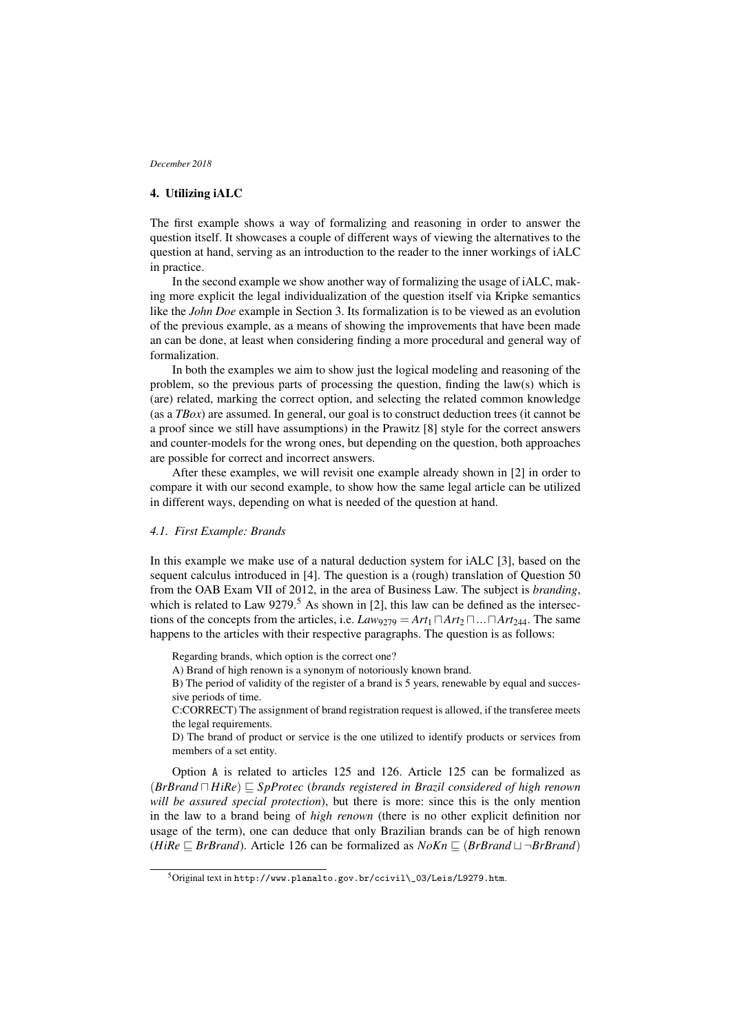## 4. Utilizing iALC

The first example shows a way of formalizing and reasoning in order to answer the question itself. It showcases a couple of different ways of viewing the alternatives to the question at hand, serving as an introduction to the reader to the inner workings of iALC in practice.

In the second example we show another way of formalizing the usage of iALC, making more explicit the legal individualization of the question itself via Kripke semantics like the *John Doe* example in Section 3. Its formalization is to be viewed as an evolution of the previous example, as a means of showing the improvements that have been made an can be done, at least when considering finding a more procedural and general way of formalization.

In both the examples we aim to show just the logical modeling and reasoning of the problem, so the previous parts of processing the question, finding the law(s) which is (are) related, marking the correct option, and selecting the related common knowledge (as a *TBox*) are assumed. In general, our goal is to construct deduction trees (it cannot be a proof since we still have assumptions) in the Prawitz [8] style for the correct answers and counter-models for the wrong ones, but depending on the question, both approaches are possible for correct and incorrect answers.

After these examples, we will revisit one example already shown in [2] in order to compare it with our second example, to show how the same legal article can be utilized in different ways, depending on what is needed of the question at hand.

### 4.1. First Example: Brands

In this example we make use of a natural deduction system for iALC [3], based on the sequent calculus introduced in [4]. The question is a (rough) translation of Question 50 from the OAB Exam VII of 2012, in the area of Business Law. The subject is *branding*, which is related to Law 9279.[5] As shown in [2], this law can be defined as the intersections of the concepts from the articles, i.e. $Law_{9279} = Art_1 \sqcap Art_2 \sqcap \ldots \sqcap Art_{244}$. The same happens to the articles with their respective paragraphs. The question is as follows:

> Regarding brands, which option is the correct one?
> A) Brand of high renown is a synonym of notoriously known brand.
> B) The period of validity of the register of a brand is 5 years, renewable by equal and successive periods of time.
> C:CORRECT) The assignment of brand registration request is allowed, if the transferee meets the legal requirements.
> D) The brand of product or service is the one utilized to identify products or services from members of a set entity.

Option A is related to articles 125 and 126. Article 125 can be formalized as $(BrBrand \sqcap HiRe) \sqsubseteq SpProtec$ (*brands registered in Brazil considered of high renown will be assured special protection*), but there is more: since this is the only mention in the law to a brand being of *high renown* (there is no other explicit definition nor usage of the term), one can deduce that only Brazilian brands can be of high renown ($HiRe \sqsubseteq BrBrand$). Article 126 can be formalized as $NoKn \sqsubseteq (BrBrand \sqcup \neg BrBrand)$

[5] Original text in http://www.planalto.gov.br/ccivil_03/Leis/L9279.htm.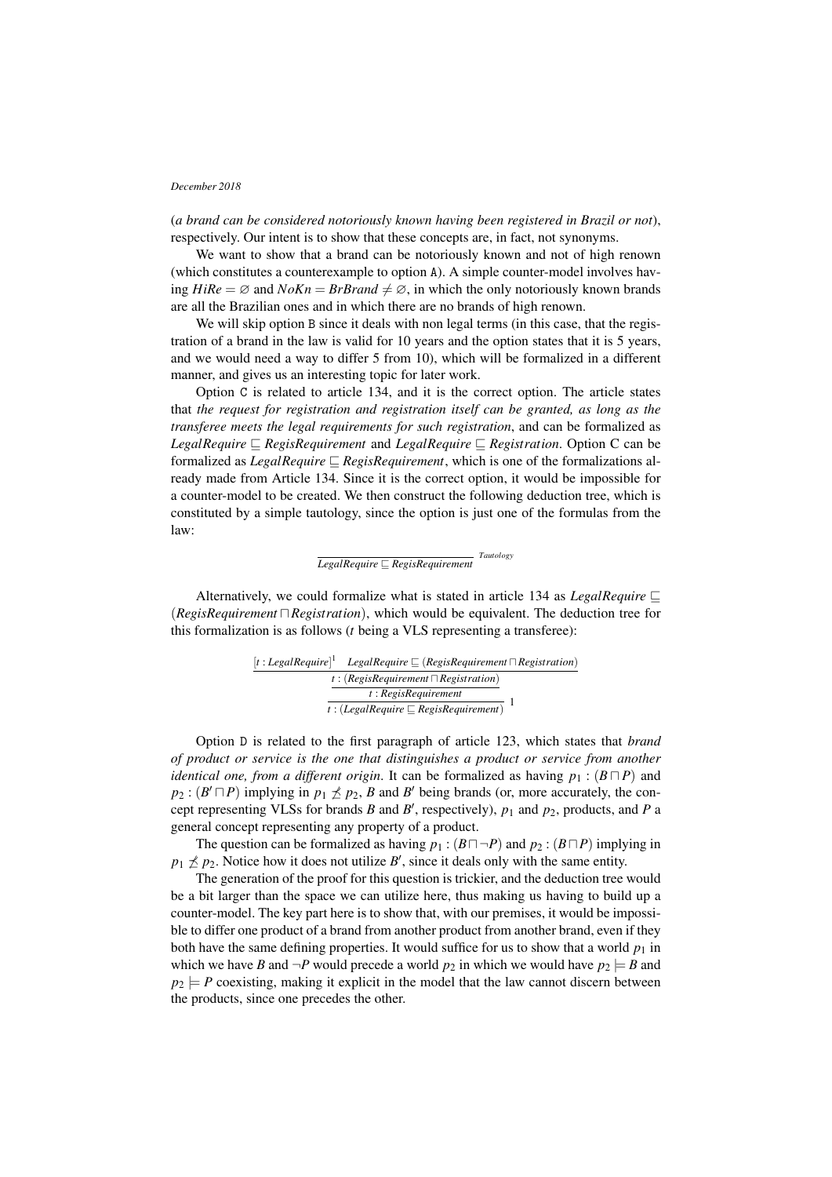(*a brand can be considered notoriously known having been registered in Brazil or not*), respectively. Our intent is to show that these concepts are, in fact, not synonyms.

We want to show that a brand can be notoriously known and not of high renown (which constitutes a counterexample to option A). A simple counter-model involves having $HiRe = \varnothing$ and $NoKn = BrBrand \neq \varnothing$, in which the only notoriously known brands are all the Brazilian ones and in which there are no brands of high renown.

We will skip option B since it deals with non legal terms (in this case, that the registration of a brand in the law is valid for 10 years and the option states that it is 5 years, and we would need a way to differ 5 from 10), which will be formalized in a different manner, and gives us an interesting topic for later work.

Option C is related to article 134, and it is the correct option. The article states that *the request for registration and registration itself can be granted, as long as the transferee meets the legal requirements for such registration*, and can be formalized as $LegalRequire \sqsubseteq RegisRequirement$ and $LegalRequire \sqsubseteq Registration$. Option C can be formalized as $LegalRequire \sqsubseteq RegisRequirement$, which is one of the formalizations already made from Article 134. Since it is the correct option, it would be impossible for a counter-model to be created. We then construct the following deduction tree, which is constituted by a simple tautology, since the option is just one of the formulas from the law:

$$\frac{}{LegalRequire \sqsubseteq RegisRequirement}\ \text{Tautology}$$

Alternatively, we could formalize what is stated in article 134 as $LegalRequire \sqsubseteq (RegisRequirement \sqcap Registration)$, which would be equivalent. The deduction tree for this formalization is as follows ($t$ being a VLS representing a transferee):

$$\cfrac{\cfrac{\cfrac{[t : LegalRequire]^1 \quad LegalRequire \sqsubseteq (RegisRequirement \sqcap Registration)}{t : (RegisRequirement \sqcap Registration)}}{t : RegisRequirement}}{t : (LegalRequire \sqsubseteq RegisRequirement)}\ 1$$

Option D is related to the first paragraph of article 123, which states that *brand of product or service is the one that distinguishes a product or service from another identical one, from a different origin*. It can be formalized as having $p_1 : (B \sqcap P)$ and $p_2 : (B' \sqcap P)$ implying in $p_1 \not\preceq p_2$, $B$ and $B'$ being brands (or, more accurately, the concept representing VLSs for brands $B$ and $B'$, respectively), $p_1$ and $p_2$, products, and $P$ a general concept representing any property of a product.

The question can be formalized as having $p_1 : (B \sqcap \neg P)$ and $p_2 : (B \sqcap P)$ implying in $p_1 \not\preceq p_2$. Notice how it does not utilize $B'$, since it deals only with the same entity.

The generation of the proof for this question is trickier, and the deduction tree would be a bit larger than the space we can utilize here, thus making us having to build up a counter-model. The key part here is to show that, with our premises, it would be impossible to differ one product of a brand from another product from another brand, even if they both have the same defining properties. It would suffice for us to show that a world $p_1$ in which we have $B$ and $\neg P$ would precede a world $p_2$ in which we would have $p_2 \models B$ and $p_2 \models P$ coexisting, making it explicit in the model that the law cannot discern between the products, since one precedes the other.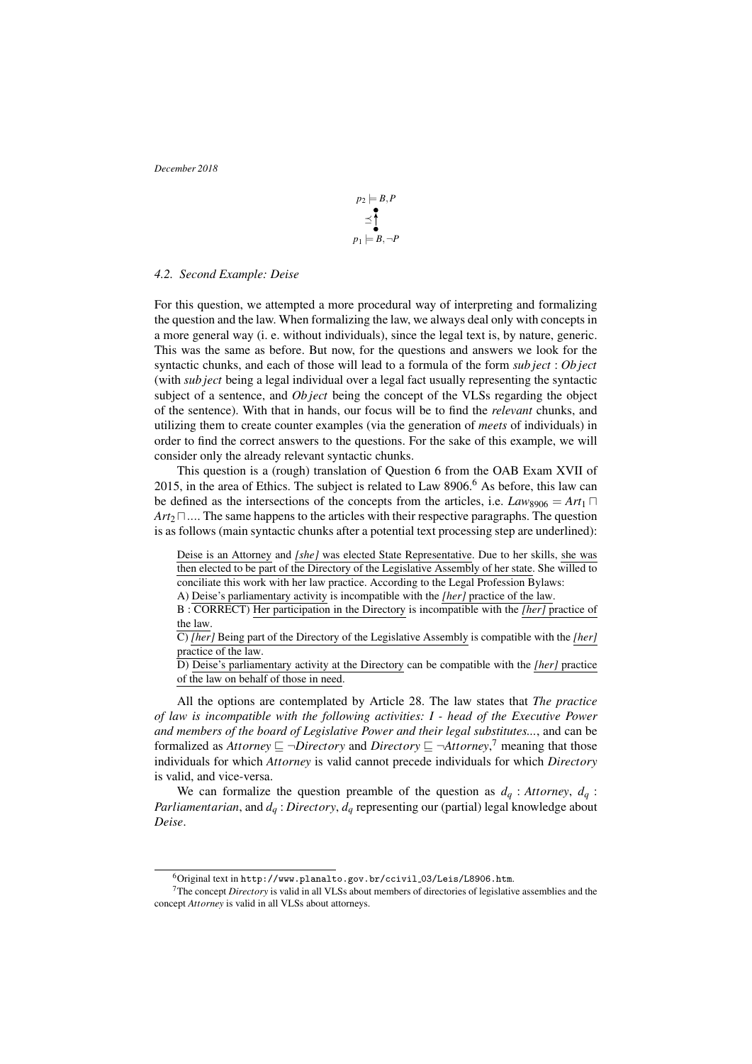$$p_2 \models B, P$$
$$\preceq \uparrow$$
$$p_1 \models B, \neg P$$

### 4.2. Second Example: Deise

For this question, we attempted a more procedural way of interpreting and formalizing the question and the law. When formalizing the law, we always deal only with concepts in a more general way (i. e. without individuals), since the legal text is, by nature, generic. This was the same as before. But now, for the questions and answers we look for the syntactic chunks, and each of those will lead to a formula of the form $subject : Object$ (with $subject$ being a legal individual over a legal fact usually representing the syntactic subject of a sentence, and $Object$ being the concept of the VLSs regarding the object of the sentence). With that in hands, our focus will be to find the *relevant* chunks, and utilizing them to create counter examples (via the generation of *meets* of individuals) in order to find the correct answers to the questions. For the sake of this example, we will consider only the already relevant syntactic chunks.

This question is a (rough) translation of Question 6 from the OAB Exam XVII of 2015, in the area of Ethics. The subject is related to Law 8906.[6] As before, this law can be defined as the intersections of the concepts from the articles, i.e. $Law_{8906} = Art_1 \sqcap Art_2 \sqcap \ldots$. The same happens to the articles with their respective paragraphs. The question is as follows (main syntactic chunks after a potential text processing step are underlined):

> Deise is an Attorney and *[she]* was elected State Representative. Due to her skills, she was then elected to be part of the Directory of the Legislative Assembly of her state. She willed to conciliate this work with her law practice. According to the Legal Profession Bylaws:
> A) Deise's parliamentary activity is incompatible with the *[her]* practice of the law.
> B : CORRECT) Her participation in the Directory is incompatible with the *[her]* practice of the law.
> C) *[her]* Being part of the Directory of the Legislative Assembly is compatible with the *[her]* practice of the law.
> D) Deise's parliamentary activity at the Directory can be compatible with the *[her]* practice of the law on behalf of those in need.

All the options are contemplated by Article 28. The law states that *The practice of law is incompatible with the following activities: I - head of the Executive Power and members of the board of Legislative Power and their legal substitutes...*, and can be formalized as $Attorney \sqsubseteq \neg Directory$ and $Directory \sqsubseteq \neg Attorney$,[7] meaning that those individuals for which $Attorney$ is valid cannot precede individuals for which $Directory$ is valid, and vice-versa.

We can formalize the question preamble of the question as $d_q : Attorney$, $d_q : Parliamentarian$, and $d_q : Directory$, $d_q$ representing our (partial) legal knowledge about *Deise*.

---

[6] Original text in http://www.planalto.gov.br/ccivil_03/Leis/L8906.htm.

[7] The concept *Directory* is valid in all VLSs about members of directories of legislative assemblies and the concept *Attorney* is valid in all VLSs about attorneys.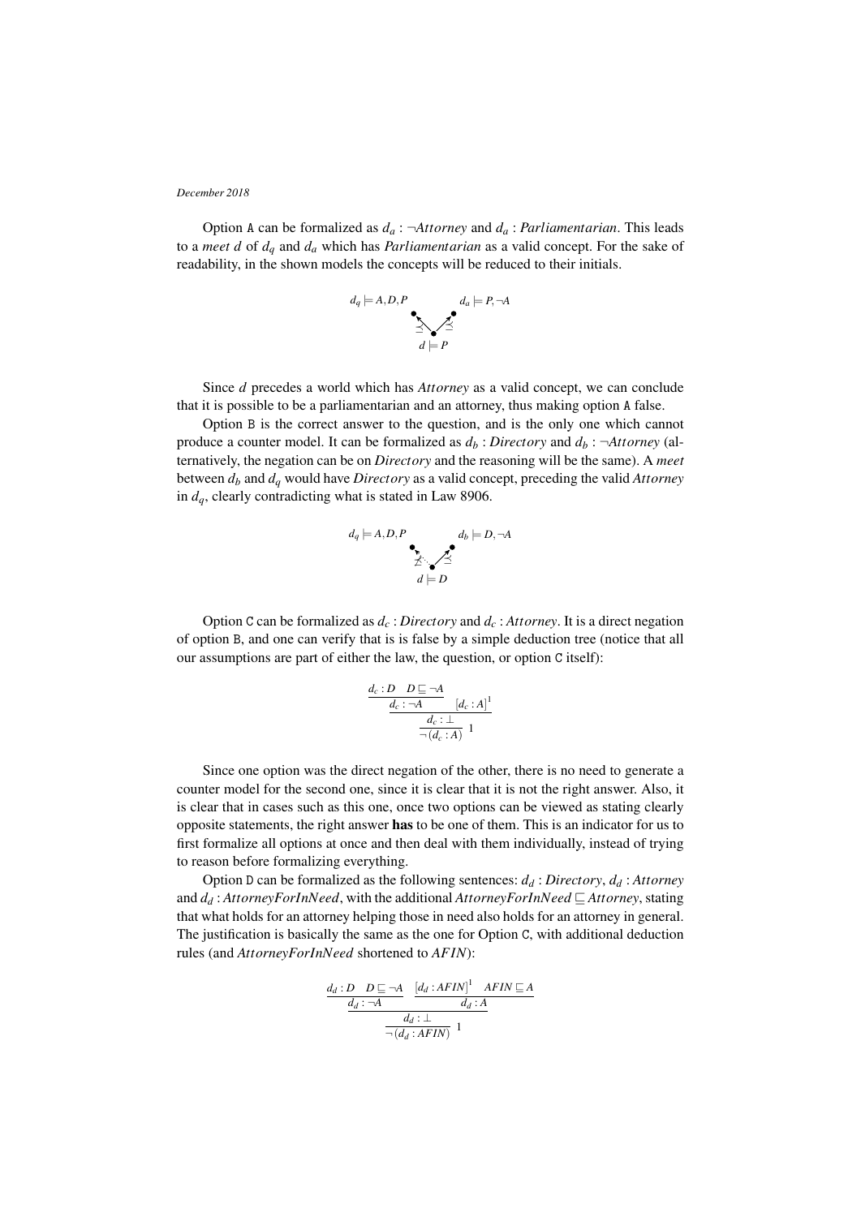Option A can be formalized as $d_a : \neg Attorney$ and $d_a : Parliamentarian$. This leads to a *meet* $d$ of $d_q$ and $d_a$ which has *Parliamentarian* as a valid concept. For the sake of readability, in the shown models the concepts will be reduced to their initials.

$$d_q \models A, D, P \qquad d_a \models P, \neg A$$
$$d \preceq d_q \qquad d \preceq d_a$$
$$d \models P$$

Since $d$ precedes a world which has *Attorney* as a valid concept, we can conclude that it is possible to be a parliamentarian and an attorney, thus making option A false.

Option B is the correct answer to the question, and is the only one which cannot produce a counter model. It can be formalized as $d_b : Directory$ and $d_b : \neg Attorney$ (alternatively, the negation can be on *Directory* and the reasoning will be the same). A *meet* between $d_b$ and $d_q$ would have *Directory* as a valid concept, preceding the valid *Attorney* in $d_q$, clearly contradicting what is stated in Law 8906.

$$d_q \models A, D, P \qquad d_b \models D, \neg A$$
$$d \not\preceq d_q \qquad d \preceq d_b$$
$$d \models D$$

Option C can be formalized as $d_c : Directory$ and $d_c : Attorney$. It is a direct negation of option B, and one can verify that is is false by a simple deduction tree (notice that all our assumptions are part of either the law, the question, or option C itself):

$$\dfrac{\dfrac{\dfrac{d_c : D \quad D \sqsubseteq \neg A}{d_c : \neg A} \quad [d_c : A]^1}{d_c : \bot}}{\neg(d_c : A)}\ 1$$

Since one option was the direct negation of the other, there is no need to generate a counter model for the second one, since it is clear that it is not the right answer. Also, it is clear that in cases such as this one, once two options can be viewed as stating clearly opposite statements, the right answer **has** to be one of them. This is an indicator for us to first formalize all options at once and then deal with them individually, instead of trying to reason before formalizing everything.

Option D can be formalized as the following sentences: $d_d : Directory$, $d_d : Attorney$ and $d_d : AttorneyForInNeed$, with the additional $AttorneyForInNeed \sqsubseteq Attorney$, stating that what holds for an attorney helping those in need also holds for an attorney in general. The justification is basically the same as the one for Option C, with additional deduction rules (and *AttorneyForInNeed* shortened to *AFIN*):

$$\dfrac{\dfrac{\dfrac{d_d : D \quad D \sqsubseteq \neg A}{d_d : \neg A} \quad \dfrac{[d_d : AFIN]^1 \quad AFIN \sqsubseteq A}{d_d : A}}{d_d : \bot}}{\neg(d_d : AFIN)}\ 1$$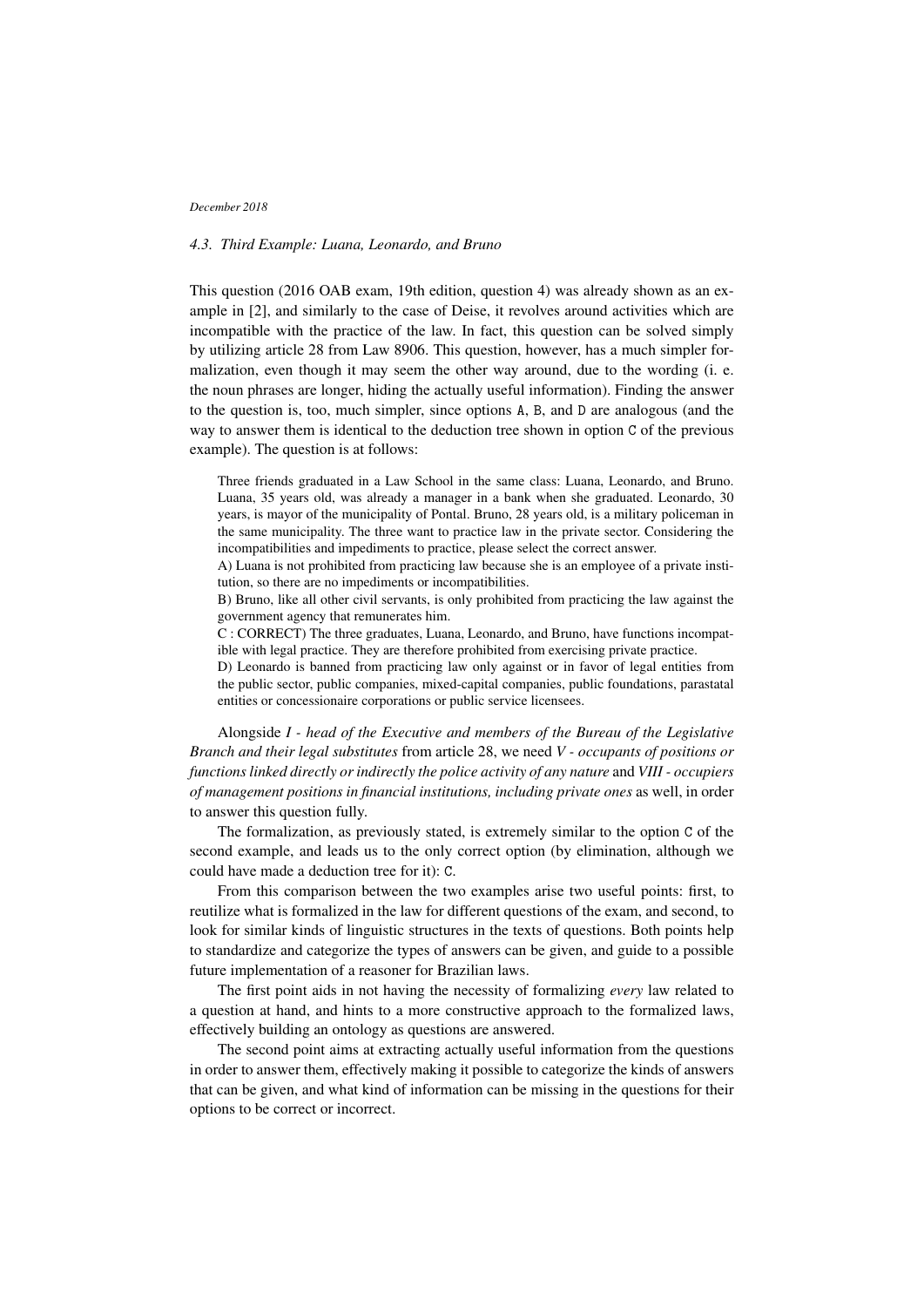### 4.3. Third Example: Luana, Leonardo, and Bruno

This question (2016 OAB exam, 19th edition, question 4) was already shown as an example in [2], and similarly to the case of Deise, it revolves around activities which are incompatible with the practice of the law. In fact, this question can be solved simply by utilizing article 28 from Law 8906. This question, however, has a much simpler formalization, even though it may seem the other way around, due to the wording (i. e. the noun phrases are longer, hiding the actually useful information). Finding the answer to the question is, too, much simpler, since options `A`, `B`, and `D` are analogous (and the way to answer them is identical to the deduction tree shown in option `C` of the previous example). The question is at follows:

> Three friends graduated in a Law School in the same class: Luana, Leonardo, and Bruno. Luana, 35 years old, was already a manager in a bank when she graduated. Leonardo, 30 years, is mayor of the municipality of Pontal. Bruno, 28 years old, is a military policeman in the same municipality. The three want to practice law in the private sector. Considering the incompatibilities and impediments to practice, please select the correct answer.
>
> A) Luana is not prohibited from practicing law because she is an employee of a private institution, so there are no impediments or incompatibilities.
>
> B) Bruno, like all other civil servants, is only prohibited from practicing the law against the government agency that remunerates him.
>
> C : CORRECT) The three graduates, Luana, Leonardo, and Bruno, have functions incompatible with legal practice. They are therefore prohibited from exercising private practice.
>
> D) Leonardo is banned from practicing law only against or in favor of legal entities from the public sector, public companies, mixed-capital companies, public foundations, parastatal entities or concessionaire corporations or public service licensees.

Alongside *I - head of the Executive and members of the Bureau of the Legislative Branch and their legal substitutes* from article 28, we need *V - occupants of positions or functions linked directly or indirectly the police activity of any nature* and *VIII - occupiers of management positions in financial institutions, including private ones* as well, in order to answer this question fully.

The formalization, as previously stated, is extremely similar to the option `C` of the second example, and leads us to the only correct option (by elimination, although we could have made a deduction tree for it): `C`.

From this comparison between the two examples arise two useful points: first, to reutilize what is formalized in the law for different questions of the exam, and second, to look for similar kinds of linguistic structures in the texts of questions. Both points help to standardize and categorize the types of answers can be given, and guide to a possible future implementation of a reasoner for Brazilian laws.

The first point aids in not having the necessity of formalizing *every* law related to a question at hand, and hints to a more constructive approach to the formalized laws, effectively building an ontology as questions are answered.

The second point aims at extracting actually useful information from the questions in order to answer them, effectively making it possible to categorize the kinds of answers that can be given, and what kind of information can be missing in the questions for their options to be correct or incorrect.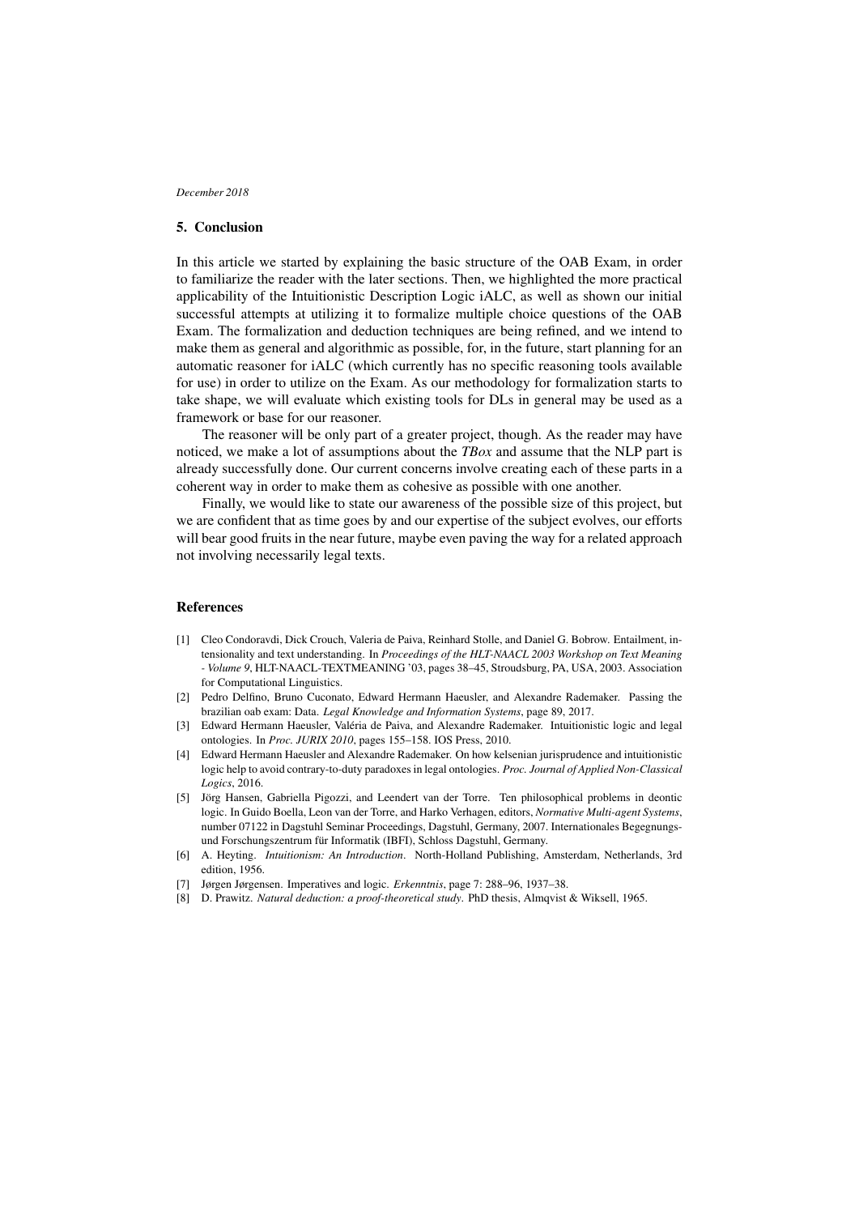## 5. Conclusion

In this article we started by explaining the basic structure of the OAB Exam, in order to familiarize the reader with the later sections. Then, we highlighted the more practical applicability of the Intuitionistic Description Logic iALC, as well as shown our initial successful attempts at utilizing it to formalize multiple choice questions of the OAB Exam. The formalization and deduction techniques are being refined, and we intend to make them as general and algorithmic as possible, for, in the future, start planning for an automatic reasoner for iALC (which currently has no specific reasoning tools available for use) in order to utilize on the Exam. As our methodology for formalization starts to take shape, we will evaluate which existing tools for DLs in general may be used as a framework or base for our reasoner.

The reasoner will be only part of a greater project, though. As the reader may have noticed, we make a lot of assumptions about the *TBox* and assume that the NLP part is already successfully done. Our current concerns involve creating each of these parts in a coherent way in order to make them as cohesive as possible with one another.

Finally, we would like to state our awareness of the possible size of this project, but we are confident that as time goes by and our expertise of the subject evolves, our efforts will bear good fruits in the near future, maybe even paving the way for a related approach not involving necessarily legal texts.

## References

[1] Cleo Condoravdi, Dick Crouch, Valeria de Paiva, Reinhard Stolle, and Daniel G. Bobrow. Entailment, intensionality and text understanding. In *Proceedings of the HLT-NAACL 2003 Workshop on Text Meaning - Volume 9*, HLT-NAACL-TEXTMEANING '03, pages 38–45, Stroudsburg, PA, USA, 2003. Association for Computational Linguistics.

[2] Pedro Delfino, Bruno Cuconato, Edward Hermann Haeusler, and Alexandre Rademaker. Passing the brazilian oab exam: Data. *Legal Knowledge and Information Systems*, page 89, 2017.

[3] Edward Hermann Haeusler, Valéria de Paiva, and Alexandre Rademaker. Intuitionistic logic and legal ontologies. In *Proc. JURIX 2010*, pages 155–158. IOS Press, 2010.

[4] Edward Hermann Haeusler and Alexandre Rademaker. On how kelsenian jurisprudence and intuitionistic logic help to avoid contrary-to-duty paradoxes in legal ontologies. *Proc. Journal of Applied Non-Classical Logics*, 2016.

[5] Jörg Hansen, Gabriella Pigozzi, and Leendert van der Torre. Ten philosophical problems in deontic logic. In Guido Boella, Leon van der Torre, and Harko Verhagen, editors, *Normative Multi-agent Systems*, number 07122 in Dagstuhl Seminar Proceedings, Dagstuhl, Germany, 2007. Internationales Begegnungs- und Forschungszentrum für Informatik (IBFI), Schloss Dagstuhl, Germany.

[6] A. Heyting. *Intuitionism: An Introduction*. North-Holland Publishing, Amsterdam, Netherlands, 3rd edition, 1956.

[7] Jørgen Jørgensen. Imperatives and logic. *Erkenntnis*, page 7: 288–96, 1937–38.

[8] D. Prawitz. *Natural deduction: a proof-theoretical study*. PhD thesis, Almqvist & Wiksell, 1965.